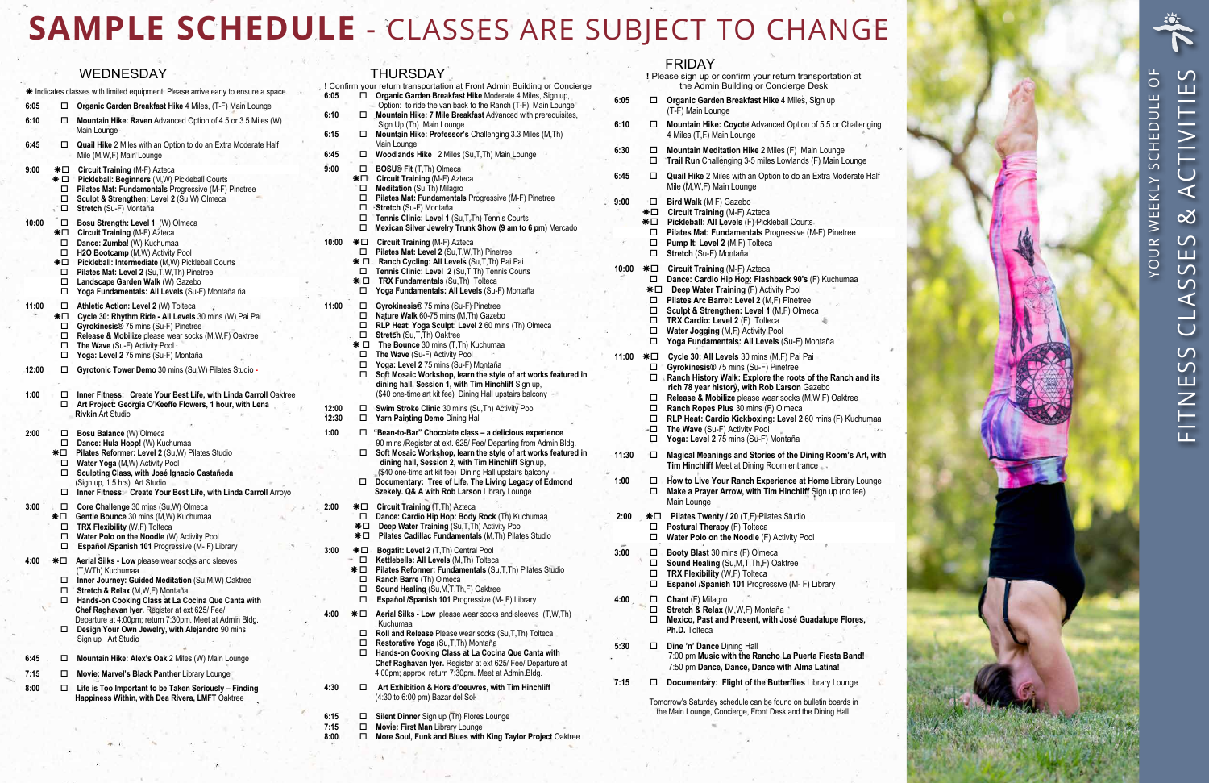# SAMPLE SCHEDULE - CLASSES ARE SUBJECT TO CHANGE

## WEDNESDAY

✱ Indicates classes with limited equipment. Please arrive early to ensure a space.

**6:05**
- ☐ **Organic Garden Breakfast Hike** 4 Miles, (T-F) Main Lounge

**6:10**
- ☐ **Mountain Hike: Raven** Advanced Option of 4.5 or 3.5 Miles (W) Main Lounge

**6:45**
- ☐ **Quail Hike** 2 Miles with an Option to do an Extra Moderate Half Mile (M,W,F) Main Lounge

**9:00**
- ✱☐ **Circuit Training** (M-F) Azteca
- ✱☐ **Pickleball: Beginners** (M,W) Pickleball Courts
- ☐ **Pilates Mat: Fundamentals** Progressive (M-F) Pinetree
- ☐ **Sculpt & Strengthen: Level 2** (Su,W) Olmeca
- ☐ **Stretch** (Su-F) Montaña

**10:00**
- ☐ **Bosu Strength: Level 1** (W) Olmeca
- ✱☐ **Circuit Training** (M-F) Azteca
- ☐ **Dance: Zumba!** (W) Kuchumaa
- ☐ **H2O Bootcamp** (M,W) Activity Pool
- ✱☐ **Pickleball: Intermediate** (M,W) Pickleball Courts
- ☐ **Pilates Mat: Level 2** (Su,T,W,Th) Pinetree
- ☐ **Landscape Garden Walk** (W) Gazebo
- ☐ **Yoga Fundamentals: All Levels** (Su-F) Montaña ña

**11:00**
- ☐ **Athletic Action: Level 2** (W) Tolteca
- ✱☐ **Cycle 30: Rhythm Ride - All Levels** 30 mins (W) Pai Pai
- ☐ **Gyrokinesis®** 75 mins (Su-F) Pinetree
- ☐ **Release & Mobilize** please wear socks (M,W,F) Oaktree
- ☐ **The Wave** (Su-F) Activity Pool
- ☐ **Yoga: Level 2** 75 mins (Su-F) Montaña

**12:00**
- ☐ **Gyrotonic Tower Demo** 30 mins (Su,W) Pilates Studio

**1:00**
- ☐ **Inner Fitness: Create Your Best Life, with Linda Carroll** Oaktree
- ☐ **Art Project: Georgia O'Keeffe Flowers, 1 hour, with Lena Rivkin** Art Studio

**2:00**
- ☐ **Bosu Balance** (W) Olmeca
- ☐ **Dance: Hula Hoop!** (W) Kuchumaa
- ✱☐ **Pilates Reformer: Level 2** (Su,W) Pilates Studio
- ☐ **Water Yoga** (M,W) Activity Pool
- ☐ **Sculpting Class, with José Ignacio Castañeda** (Sign up, 1.5 hrs) Art Studio
- ☐ **Inner Fitness: Create Your Best Life, with Linda Carroll** Arroyo

**3:00**
- ☐ **Core Challenge** 30 mins (Su,W) Olmeca
- ✱☐ **Gentle Bounce** 30 mins (M,W) Kuchumaa
- ☐ **TRX Flexibility** (W,F) Tolteca
- ☐ **Water Polo on the Noodle** (W) Activity Pool
- ☐ **Español /Spanish 101** Progressive (M- F) Library

**4:00**
- ✱☐ **Aerial Silks - Low** please wear socks and sleeves (T,WTh) Kuchumaa
- ☐ **Inner Journey: Guided Meditation** (Su,M,W) Oaktree
- ☐ **Stretch & Relax** (M,W,F) Montaña
- ☐ **Hands-on Cooking Class at La Cocina Que Canta with Chef Raghavan Iyer.** Register at ext 625/ Fee/ Departure at 4:00pm; return 7:30pm. Meet at Admin Bldg.
- ☐ **Design Your Own Jewelry, with Alejandro** 90 mins Sign up Art Studio

**6:45**
- ☐ **Mountain Hike: Alex's Oak** 2 Miles (W) Main Lounge

**7:15**
- ☐ **Movie: Marvel's Black Panther** Library Lounge

**8:00**
- ☐ **Life Is Too Important to be Taken Seriously – Finding Happiness Within, with Dea Rivera, LMFT** Oaktree

## THURSDAY

**!** Confirm your return transportation at Front Admin Building or Concierge

**6:05**
- ☐ **Organic Garden Breakfast Hike** Moderate 4 Miles, Sign up, Option: to ride the van back to the Ranch (T-F) Main Lounge

**6:10**
- ☐ **Mountain Hike: 7 Mile Breakfast** Advanced with prerequisites, Sign Up (Th) Main Lounge

**6:15**
- ☐ **Mountain Hike: Professor's** Challenging 3.3 Miles (M,Th) Main Lounge

**6:45**
- ☐ **Woodlands Hike** 2 Miles (Su,T,Th) Main Lounge

**9:00**
- ☐ **BOSU® Fit** (T,Th) Olmeca
- ✱☐ **Circuit Training** (M-F) Azteca
- ☐ **Meditation** (Su,Th) Milagro
- ☐ **Pilates Mat: Fundamentals** Progressive (M-F) Pinetree
- ☐ **Stretch** (Su-F) Montaña
- ☐ **Tennis Clinic: Level 1** (Su,T,Th) Tennis Courts
- ☐ **Mexican Silver Jewelry Trunk Show (9 am to 6 pm)** Mercado

**10:00**
- ✱☐ **Circuit Training** (M-F) Azteca
- ☐ **Pilates Mat: Level 2** (Su,T,W,Th) Pinetree
- ✱☐ **Ranch Cycling: All Levels** (Su,T,Th) Pai Pai
- ☐ **Tennis Clinic: Level 2** (Su,T,Th) Tennis Courts
- ✱☐ **TRX Fundamentals** (Su,Th) Tolteca
- ☐ **Yoga Fundamentals: All Levels** (Su-F) Montaña

**11:00**
- ☐ **Gyrokinesis®** 75 mins (Su-F) Pinetree
- ☐ **Nature Walk** 60-75 mins (M,Th) Gazebo
- ☐ **RLP Heat: Yoga Sculpt: Level 2** 60 mins (Th) Olmeca
- ☐ **Stretch** (Su,T,Th) Oaktree
- ✱☐ **The Bounce** 30 mins (T,Th) Kuchumaa
- ☐ **The Wave** (Su-F) Activity Pool
- ☐ **Yoga: Level 2** 75 mins (Su-F) Montaña
- ☐ **Soft Musick Workshop, learn the style of art works featured in dining hall, Session 1, with Tim Hinchliff** Sign up, ($40 one-time art kit fee) Dining Hall upstairs balcony

**12:00**
- ☐ **Swim Stroke Clinic** 30 mins (Su,Th) Activity Pool

**12:30**
- ☐ **Yarn Painting Demo** Dining Hall

**1:00**
- ☐ **"Bean-to-Bar" Chocolate class – a delicious experience.** 90 mins /Register at ext. 625/ Fee/ Departing from Admin.Bldg.
- ☐ **Soft Musick Workshop, learn the style of art works featured in dining hall, Session 2, with Tim Hinchliff** Sign up, ($40 one-time art kit fee) Dining Hall upstairs balcony
- ☐ **Documentary: Tree of Life, The Living Legacy of Edmond Szekely. Q& A with Rob Larson** Library Lounge

**2:00**
- ✱☐ **Circuit Training** (T,Th) Azteca
- ☐ **Dance: Cardio Hip Hop: Body Rock** (Th) Kuchumaa
- ✱☐ **Deep Water Training** (Su,T,Th) Activity Pool
- ✱☐ **Pilates Cadillac Fundamentals** (M,Th) Pilates Studio

**3:00**
- ✱☐ **Bogafit: Level 2** (T,Th) Central Pool
- ☐ **Kettlebells: All Levels** (M,Th) Tolteca
- ✱☐ **Pilates Reformer: Fundamentals** (Su,T,Th) Pilates Studio
- ☐ **Ranch Barre** (Th) Olmeca
- ☐ **Sound Healing** (Su,M,T,Th,F) Oaktree
- ☐ **Español /Spanish 101** Progressive (M- F) Library

**4:00**
- ✱☐ **Aerial Silks - Low** please wear socks and sleeves (T,W,Th) Kuchumaa
- ☐ **Roll and Release** Please wear socks (Su,T,Th) Tolteca
- ☐ **Restorative Yoga** (Su,T,Th) Montaña
- ☐ **Hands-on Cooking Class at La Cocina Que Canta with Chef Raghavan Iyer.** Register at ext 625/ Fee/ Departure at 4:00pm; approx. return 7:30pm. Meet at Admin.Bldg.

**4:30**
- ☐ **Art Exhibition & Hors d'oeuvres, with Tim Hinchliff** (4:30 to 6:00 pm) Bazar del Sol

**6:15**
- ☐ **Silent Dinner** Sign up (Th) Flores Lounge

**7:15**
- ☐ **Movie: First Man** Library Lounge

**8:00**
- ☐ **More Soul, Funk and Blues with King Taylor Project** Oaktree

## FRIDAY

**!** Please sign up or confirm your return transportation at the Admin Building or Concierge Desk

**6:05**
- ☐ **Organic Garden Breakfast Hike** 4 Miles, Sign up (T-F) Main Lounge

**6:10**
- ☐ **Mountain Hike: Coyote** Advanced Option of 5.5 or Challenging 4 Miles (T,F) Main Lounge

**6:30**
- ☐ **Mountain Meditation Hike** 2 Miles (F) Main Lounge
- ☐ **Trail Run** Challenging 3-5 miles Lowlands (F) Main Lounge

**6:45**
- ☐ **Quail Hike** 2 Miles with an Option to do an Extra Moderate Half Mile (M,W,F) Main Lounge

**9:00**
- ☐ **Bird Walk** (M F) Gazebo
- ✱☐ **Circuit Training** (M-F) Azteca
- ✱☐ **Pickleball: All Levels** (F) Pickleball Courts
- ☐ **Pilates Mat: Fundamentals** Progressive (M-F) Pinetree
- ☐ **Pump It: Level 2** (M,F) Tolteca
- ☐ **Stretch** (Su-F) Montaña

**10:00**
- ✱☐ **Circuit Training** (M-F) Azteca
- ☐ **Dance: Cardio Hip Hop: Flashback 90's** (F) Kuchumaa
- ✱☐ **Deep Water Training** (F) Activity Pool
- ☐ **Pilates Arc Barrel: Level 2** (M,F) Pinetree
- ☐ **Sculpt & Strengthen: Level 1** (M,F) Olmeca
- ☐ **TRX Cardio: Level 2** (F) Tolteca
- ☐ **Water Jogging** (M,F) Activity Pool
- ☐ **Yoga Fundamentals: All Levels** (Su-F) Montaña

**11:00**
- ✱☐ **Cycle 30: All Levels** 30 mins (M,F) Pai Pai
- ☐ **Gyrokinesis®** 75 mins (Su-F) Pinetree
- ☐ **Ranch History Walk: Explore the roots of the Ranch and its rich 78 year history, with Rob Larson** Gazebo
- ☐ **Release & Mobilize** please wear socks (M,W,F) Oaktree
- ☐ **Ranch Ropes Plus** 30 mins (F) Olmeca
- ☐ **RLP Heat: Cardio Kickboxing: Level 2** 60 mins (F) Kuchumaa
- ☐ **The Wave** (Su-F) Activity Pool
- ☐ **Yoga: Level 2** 75 mins (Su-F) Montaña

**11:30**
- ☐ **Magical Meanings and Stories of the Dining Room's Art, with Tim Hinchliff** Meet at Dining Room entrance

**1:00**
- ☐ **How to Live Your Ranch Experience at Home** Library Lounge
- ☐ **Make a Prayer Arrow, with Tim Hinchliff** Sign up (no fee) Main Lounge

**2:00**
- ✱☐ **Pilates Twenty / 20** (T,F) Pilates Studio
- ☐ **Postural Therapy** (F) Tolteca
- ☐ **Water Polo on the Noodle** (F) Activity Pool

**3:00**
- ☐ **Booty Blast** 30 mins (F) Olmeca
- ☐ **Sound Healing** (Su,M,T,Th,F) Oaktree
- ☐ **TRX Flexibility** (W,F) Tolteca
- ☐ **Español /Spanish 101** Progressive (M- F) Library

**4:00**
- ☐ **Chant** (F) Milagro
- ☐ **Stretch & Relax** (M,W,F) Montaña
- ☐ **Mexico, Past and Present, with José Guadalupe Flores, Ph.D.** Tolteca

**5:30**
- ☐ **Dine 'n' Dance** Dining Hall
  7:00 pm **Music with the Rancho La Puerta Fiesta Band!**
  7:50 pm **Dance, Dance, Dance with Alma Latina!**

**7:15**
- ☐ **Documentary: Flight of the Butterflies** Library Lounge

Tomorrow's Saturday schedule can be found on bulletin boards in the Main Lounge, Concierge, Front Desk and the Dining Hall.

YOUR WEEKLY SCHEDULE OF FITNESS CLASSES & ACTIVITIES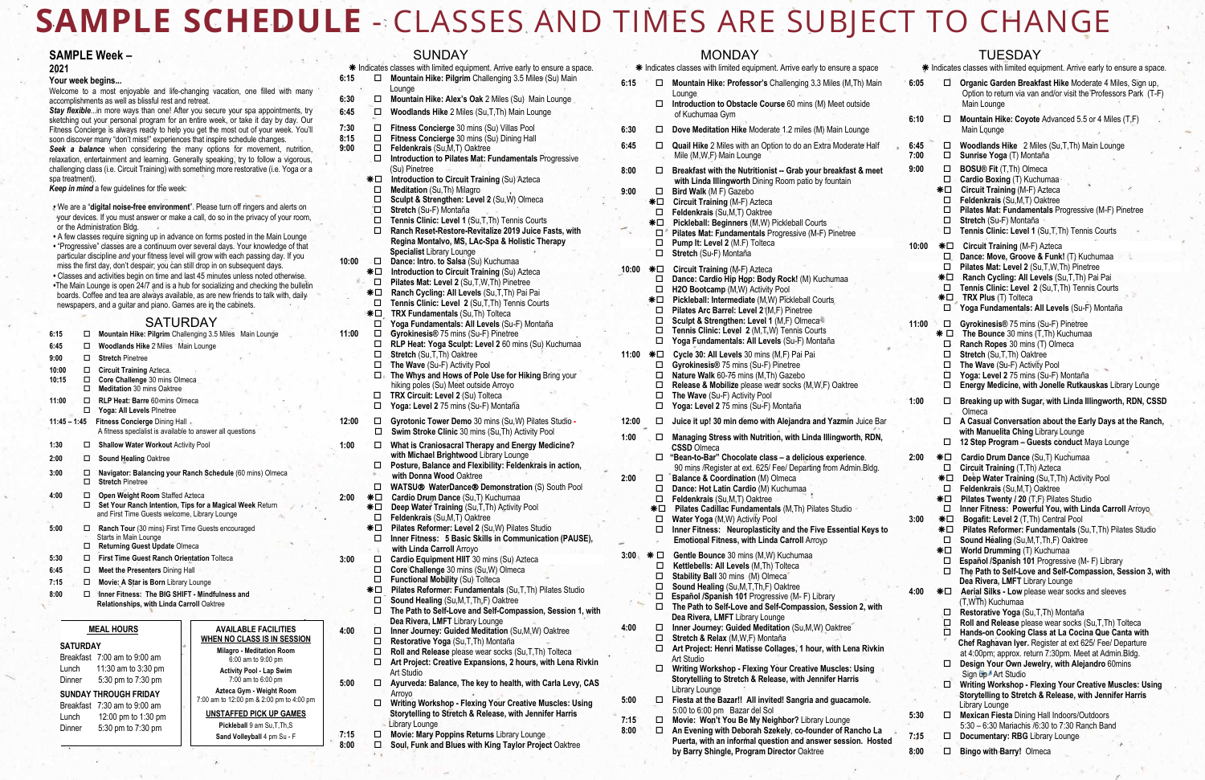# SAMPLE SCHEDULE - CLASSES AND TIMES ARE SUBJECT TO CHANGE

## SAMPLE Week – 2021

**Your week begins...**

Welcome to a most enjoyable and life-changing vacation, one filled with many accomplishments as well as blissful rest and retreat.

***Stay flexible***...in more ways than one! After you secure your spa appointments, try sketching out your personal program for an entire week, or take it day by day. Our Fitness Concierge is always ready to help you get the most out of your week. You'll soon discover many "don't miss!" experiences that inspire schedule changes.

***Seek a balance*** when considering the many options for movement, nutrition, relaxation, entertainment and learning. Generally speaking, try to follow a vigorous, challenging class (i.e. Circuit Training) with something more restorative (i.e. Yoga or a spa treatment).

***Keep in mind*** a few guidelines for the week:

- We are a "**digital noise-free environment**". Please turn off ringers and alerts on your devices. If you must answer or make a call, do so in the privacy of your room, or the Administration Bldg.
- A few classes require signing up in advance on forms posted in the Main Lounge
- "Progressive" classes are a continuum over several days. Your knowledge of that particular discipline *and* your fitness level will grow with each passing day. If you miss the first day, don't despair; you can still drop in on subsequent days.
- Classes and activities begin on time and last 45 minutes unless noted otherwise.
- The Main Lounge is open 24/7 and is a hub for socializing and checking the bulletin boards. Coffee and tea are always available, as are new friends to talk with, daily newspapers, and a guitar and piano. Games are in the cabinets.

## SATURDAY

- 6:15 ☐ **Mountain Hike: Pilgrim** Challenging 3.5 Miles Main Lounge
- 6:45 ☐ **Woodlands Hike** 2 Miles Main Lounge
- 9:00 ☐ **Stretch** Pinetree
- 10:00 ☐ **Circuit Training** Azteca.
- 10:15 ☐ **Core Challenge** 30 mins Olmeca
  - ☐ **Meditation** 30 mins Oaktree
- 11:00 ☐ **RLP Heat: Barre** 60 mins Olmeca
  - ☐ **Yoga: All Levels** Pinetree
- 11:45 – 1:45 **Fitness Concierge** Dining Hall. A fitness specialist is available to answer all questions
- 1:30 ☐ **Shallow Water Workout** Activity Pool
- 2:00 ☐ **Sound Healing** Oaktree
- 3:00 ☐ **Navigator: Balancing your Ranch Schedule** (60 mins) Olmeca
  - ☐ **Stretch** Pinetree
- 4:00 ☐ **Open Weight Room** Staffed Azteca
  - ☐ **Set Your Ranch Intention, Tips for a Magical Week** Return and First Time Guests welcome, Library Lounge
- 5:00 ☐ **Ranch Tour** (30 mins) First Time Guests encouraged Starts in Main Lounge
  - ☐ **Returning Guest Update** Olmeca
- 5:30 ☐ **First Time Guest Ranch Orientation** Tolteca
- 6:45 ☐ **Meet the Presenters** Dining Hall
- 7:15 ☐ **Movie: A Star is Born** Library Lounge
- 8:00 ☐ **Inner Fitness: The BIG SHIFT - Mindfulness and Relationships, with Linda Carroll** Oaktree

### MEAL HOURS

**SATURDAY**

| | |
|---|---|
| Breakfast | 7:00 am to 9:00 am |
| Lunch | 11:30 am to 3:30 pm |
| Dinner | 5:30 pm to 7:30 pm |

**SUNDAY THROUGH FRIDAY**

| | |
|---|---|
| Breakfast | 7:30 am to 9:00 am |
| Lunch | 12:00 pm to 1:30 pm |
| Dinner | 5:30 pm to 7:30 pm |

### AVAILABLE FACILITIES WHEN NO CLASS IS IN SESSION

**Milagro - Meditation Room**
6:00 am to 9:00 pm

**Activity Pool - Lap Swim**
7:00 am to 6:00 pm

**Azteca Gym - Weight Room**
7:00 am to 12:00 pm & 2:00 pm to 4:00 pm

**UNSTAFFED PICK UP GAMES**

**Pickleball** 9 am Su,T,Th,S

**Sand Volleyball** 4 pm Su - F

## SUNDAY

✱ Indicates classes with limited equipment. Arrive early to ensure a space.

- 6:15 ☐ **Mountain Hike: Pilgrim** Challenging 3.5 Miles (Su) Main Lounge
- 6:30 ☐ **Mountain Hike: Alex's Oak** 2 Miles (Su) Main Lounge
- 6:45 ☐ **Woodlands Hike** 2 Miles (Su,T,Th) Main Lounge
- 7:30 ☐ **Fitness Concierge** 30 mins (Su) Villas Pool
- 8:15 ☐ **Fitness Concierge** 30 mins (Su) Dining Hall
- 9:00 ☐ **Feldenkrais** (Su,M,T) Oaktree
  - ☐ **Introduction to Pilates Mat: Fundamentals** Progressive (Su) Pinetree
  - ✱☐ **Introduction to Circuit Training** (Su) Azteca
  - ☐ **Meditation** (Su,Th) Milagro
  - ☐ **Sculpt & Strengthen: Level 2** (Su,W) Olmeca
  - ☐ **Stretch** (Su-F) Montaña
  - ☐ **Tennis Clinic: Level 1** (Su,T,Th) Tennis Courts
  - ☐ **Ranch Reset-Restore-Revitalize 2019 Juice Fasts, with Regina Montalvo, MS, LAc-Spa & Holistic Therapy Specialist** Library Lounge
- 10:00 ☐ **Dance: Intro. to Salsa** (Su) Kuchumaa
  - ✱☐ **Introduction to Circuit Training** (Su) Azteca
  - ☐ **Pilates Mat: Level 2** (Su,T,W,Th) Pinetree
  - ✱☐ **Ranch Cycling: All Levels** (Su,T,Th) Pai Pai
  - ☐ **Tennis Clinic: Level 2** (Su,T,Th) Tennis Courts
  - ✱☐ **TRX Fundamentals** (Su,Th) Tolteca
  - ☐ **Yoga Fundamentals: All Levels** (Su-F) Montaña
- 11:00 ☐ **Gyrokinesis®** 75 mins (Su-F) Pinetree
  - ☐ **RLP Heat: Yoga Sculpt: Level 2** 60 mins (Su) Kuchumaa
  - ☐ **Stretch** (Su,T,Th) Oaktree
  - ☐ **The Wave** (Su-F) Activity Pool
  - ☐ **The Whys and Hows of Pole Use for Hiking** Bring your hiking poles (Su) Meet outside Arroyo
  - ☐ **TRX Circuit: Level 2** (Su) Tolteca
  - ☐ **Yoga: Level 2** 75 mins (Su-F) Montaña
- 12:00 ☐ **Gyrotonic Tower Demo** 30 mins (Su,W) Pilates Studio
  - ☐ **Swim Stroke Clinic** 30 mins (Su,Th) Activity Pool
- 1:00 ☐ **What is Craniosacral Therapy and Energy Medicine? with Michael Brightwood** Library Lounge
  - ☐ **Posture, Balance and Flexibility: Feldenkrais in action, with Donna Wood** Oaktree
  - ☐ **WATSU® WaterDance® Demonstration** (S) South Pool
- 2:00 ✱☐ **Cardio Drum Dance** (Su,T) Kuchumaa
  - ✱☐ **Deep Water Training** (Su,T,Th) Activity Pool
  - ☐ **Feldenkrais** (Su,M,T) Oaktree
  - ✱☐ **Pilates Reformer: Level 2** (Su,W) Pilates Studio
  - ☐ **Inner Fitness: 5 Basic Skills in Communication (PAUSE), with Linda Carroll** Arroyo
- 3:00 ☐ **Cardio Equipment HIIT** 30 mins (Su) Azteca
  - ☐ **Core Challenge** 30 mins (Su,W) Olmeca
  - ☐ **Functional Mobility** (Su) Tolteca
  - ✱☐ **Pilates Reformer: Fundamentals** (Su,T,Th) Pilates Studio
  - ☐ **Sound Healing** (Su,M,T,Th,F) Oaktree
  - ☐ **The Path to Self-Love and Self-Compassion, Session 1, with Dea Rivera, LMFT** Library Lounge
- 4:00 ☐ **Inner Journey: Guided Meditation** (Su,M,W) Oaktree
  - ☐ **Restorative Yoga** (Su,T,Th) Montaña
  - ☐ **Roll and Release** please wear socks (Su,T,Th) Tolteca
  - ☐ **Art Project: Creative Expansions, 2 hours, with Lena Rivkin** Art Studio
- 5:00 ☐ **Ayurveda: Balance, The key to health, with Carla Levy, CAS** Arroyo
  - ☐ **Writing Workshop - Flexing Your Creative Muscles: Using Storytelling to Stretch & Release, with Jennifer Harris** Library Lounge
- 7:15 ☐ **Movie: Mary Poppins Returns** Library Lounge
- 8:00 ☐ **Soul, Funk and Blues with King Taylor Project** Oaktree

## MONDAY

✱ Indicates classes with limited equipment. Arrive early to ensure a space

- 6:15 ☐ **Mountain Hike: Professor's** Challenging 3.3 Miles (M,Th) Main Lounge
  - ☐ **Introduction to Obstacle Course** 60 mins (M) Meet outside of Kuchumaa Gym
- 6:30 ☐ **Dove Meditation Hike** Moderate 1.2 miles (M) Main Lounge
- 6:45 ☐ **Quail Hike** 2 Miles with an Option to do an Extra Moderate Half Mile (M,W,F) Main Lounge
- 8:00 ☐ **Breakfast with the Nutritionist -- Grab your breakfast & meet with Linda Illingworth** Dining Room patio by fountain
- 9:00 ☐ **Bird Walk** (M F) Gazebo
  - ✱☐ **Circuit Training** (M-F) Azteca
  - ☐ **Feldenkrais** (Su,M,T) Oaktree
  - ✱☐ **Pickleball: Beginners** (M,W) Pickleball Courts
  - ☐ **Pilates Mat: Fundamentals** Progressive (M-F) Pinetree
  - ☐ **Pump It: Level 2** (M,F) Tolteca
  - ☐ **Stretch** (Su-F) Montaña
- 10:00 ✱☐ **Circuit Training** (M-F) Azteca
  - ☐ **Dance: Cardio Hip Hop: Body Rock!** (M) Kuchumaa
  - ☐ **H2O Bootcamp** (M,W) Activity Pool
  - ✱☐ **Pickleball: Intermediate** (M,W) Pickleball Courts
  - ☐ **Pilates Arc Barrel: Level 2** (M,F) Pinetree
  - ☐ **Sculpt & Strengthen: Level 1** (M,F) Olmeca
  - ☐ **Tennis Clinic: Level 2** (M,T,W) Tennis Courts
  - ☐ **Yoga Fundamentals: All Levels** (Su-F) Montaña
- 11:00 ✱☐ **Cycle 30: All Levels** 30 mins (M,F) Pai Pai
  - ☐ **Gyrokinesis®** 75 mins (Su-F) Pinetree
  - ☐ **Nature Walk** 60-75 mins (M,Th) Gazebo
  - ☐ **Release & Mobilize** please wear socks (M,W,F) Oaktree
  - ☐ **The Wave** (Su-F) Activity Pool
  - ☐ **Yoga: Level 2** 75 mins (Su-F) Montaña
- 12:00 ☐ **Juice it up! 30 min demo with Alejandra and Yazmin** Juice Bar
- 1:00 ☐ **Managing Stress with Nutrition, with Linda Illingworth, RDN, CSSD** Olmeca
  - ☐ **"Bean-to-Bar" Chocolate class – a delicious experience.** 90 mins /Register at ext. 625/ Fee/ Departing from Admin.Bldg.
- 2:00 ☐ **Balance & Coordination** (M) Olmeca
  - ☐ **Dance: Hot Latin Cardio** (M) Kuchumaa
  - ☐ **Feldenkrais** (Su,M,T) Oaktree
  - ✱☐ **Pilates Cadillac Fundamentals** (M,Th) Pilates Studio
  - ☐ **Water Yoga** (M,W) Activity Pool
  - ☐ **Inner Fitness: Neuroplasticity and the Five Essential Keys to Emotional Fitness, with Linda Carroll** Arroyo
- 3:00 ✱☐ **Gentle Bounce** 30 mins (M,W) Kuchumaa
  - ☐ **Kettlebells: All Levels** (M,Th) Tolteca
  - ☐ **Stability Ball** 30 mins (M) Olmeca
  - ☐ **Sound Healing** (Su,M,T,Th,F) Oaktree
  - ☐ **Español /Spanish 101** Progressive (M- F) Library
  - ☐ **The Path to Self-Love and Self-Compassion, Session 2, with Dea Rivera, LMFT** Library Lounge
- 4:00 ☐ **Inner Journey: Guided Meditation** (Su,M,W) Oaktree
  - ☐ **Stretch & Relax** (M,W,F) Montaña
  - ☐ **Art Project: Henri Matisse Collages, 1 hour, with Lena Rivkin** Art Studio
  - ☐ **Writing Workshop - Flexing Your Creative Muscles: Using Storytelling to Stretch & Release, with Jennifer Harris** Library Lounge
- 5:00 ☐ **Fiesta at the Bazar!! All invited! Sangria and guacamole.** 5:00 to 6:00 pm Bazar del Sol
- 7:15 ☐ **Movie: Won't You Be My Neighbor?** Library Lounge
- 8:00 ☐ **An Evening with Deborah Szekely, co-founder of Rancho La Puerta, with an informal question and answer session. Hosted by Barry Shingle, Program Director** Oaktree

## TUESDAY

✱ Indicates classes with limited equipment. Arrive early to ensure a space.

- 6:05 ☐ **Organic Garden Breakfast Hike** Moderate 4 Miles, Sign up, Option to return via van and/or visit the Professors Park (T-F) Main Lounge
- 6:10 ☐ **Mountain Hike: Coyote** Advanced 5.5 or 4 Miles (T,F) Main Lounge
- 6:45 ☐ **Woodlands Hike** 2 Miles (Su,T,Th) Main Lounge
- 7:00 ☐ **Sunrise Yoga** (T) Montaña
- 9:00 ☐ **BOSU® Fit** (T,Th) Olmeca
  - ☐ **Cardio Boxing** (T) Kuchumaa
  - ✱☐ **Circuit Training** (M-F) Azteca
  - ☐ **Feldenkrais** (Su,M,T) Oaktree
  - ☐ **Pilates Mat: Fundamentals** Progressive (M-F) Pinetree
  - ☐ **Stretch** (Su-F) Montaña
  - ☐ **Tennis Clinic: Level 1** (Su,T,Th) Tennis Courts
- 10:00 ✱☐ **Circuit Training** (M-F) Azteca
  - ☐ **Dance: Move, Groove & Funk!** (T) Kuchumaa
  - ☐ **Pilates Mat: Level 2** (Su,T,W,Th) Pinetree
  - ✱☐ **Ranch Cycling: All Levels** (Su,T,Th) Pai Pai
  - ☐ **Tennis Clinic: Level 2** (Su,T,Th) Tennis Courts
  - ✱☐ **TRX Plus** (T) Tolteca
  - ☐ **Yoga Fundamentals: All Levels** (Su-F) Montaña
- 11:00 ☐ **Gyrokinesis®** 75 mins (Su-F) Pinetree
  - ✱☐ **The Bounce** 30 mins (T,Th) Kuchumaa
  - ☐ **Ranch Ropes** 30 mins (T) Olmeca
  - ☐ **Stretch** (Su,T,Th) Oaktree
  - ☐ **The Wave** (Su-F) Activity Pool
  - ☐ **Yoga: Level 2** 75 mins (Su-F) Montaña
  - ☐ **Energy Medicine, with Jonelle Rutkauskas** Library Lounge
- 1:00 ☐ **Breaking up with Sugar, with Linda Illingworth, RDN, CSSD** Olmeca
  - ☐ **A Casual Conversation about the Early Days at the Ranch, with Manuelita Ching** Library Lounge
  - ☐ **12 Step Program – Guests conduct** Maya Lounge
- 2:00 ✱☐ **Cardio Drum Dance** (Su,T) Kuchumaa
  - ☐ **Circuit Training** (T,Th) Azteca
  - ✱☐ **Deep Water Training** (Su,T,Th) Activity Pool
  - ☐ **Feldenkrais** (Su,M,T) Oaktree
  - ✱☐ **Pilates Twenty / 20** (T,F) Pilates Studio
  - ☐ **Inner Fitness: Powerful You, with Linda Carroll** Arroyo
- 3:00 ✱☐ **Bogafit: Level 2** (T,Th) Central Pool
  - ✱☐ **Pilates Reformer: Fundamentals** (Su,T,Th) Pilates Studio
  - ☐ **Sound Healing** (Su,M,T,Th,F) Oaktree
  - ✱☐ **World Drumming** (T) Kuchumaa
  - ☐ **Español /Spanish 101** Progressive (M- F) Library
  - ☐ **The Path to Self-Love and Self-Compassion, Session 3, with Dea Rivera, LMFT** Library Lounge
- 4:00 ✱☐ **Aerial Silks - Low** please wear socks and sleeves (T,W,Th) Kuchumaa
  - ☐ **Restorative Yoga** (Su,T,Th) Montaña
  - ☐ **Roll and Release** please wear socks (Su,T,Th) Tolteca
  - ☐ **Hands-on Cooking Class at La Cocina Que Canta with Chef Raghavan Iyer.** Register at ext 625/ Fee/ Departure at 4:00pm; approx. return 7:30pm. Meet at Admin.Bldg.
  - ☐ **Design Your Own Jewelry, with Alejandro** 60mins Sign up Art Studio
  - ☐ **Writing Workshop - Flexing Your Creative Muscles: Using Storytelling to Stretch & Release, with Jennifer Harris** Library Lounge
- 5:30 ☐ **Mexican Fiesta** Dining Hall Indoors/Outdoors 5:30 – 6:30 Mariachis /6:30 to 7:30 Ranch Band
- 7:15 ☐ **Documentary: RBG** Library Lounge
- 8:00 ☐ **Bingo with Barry!** Olmeca